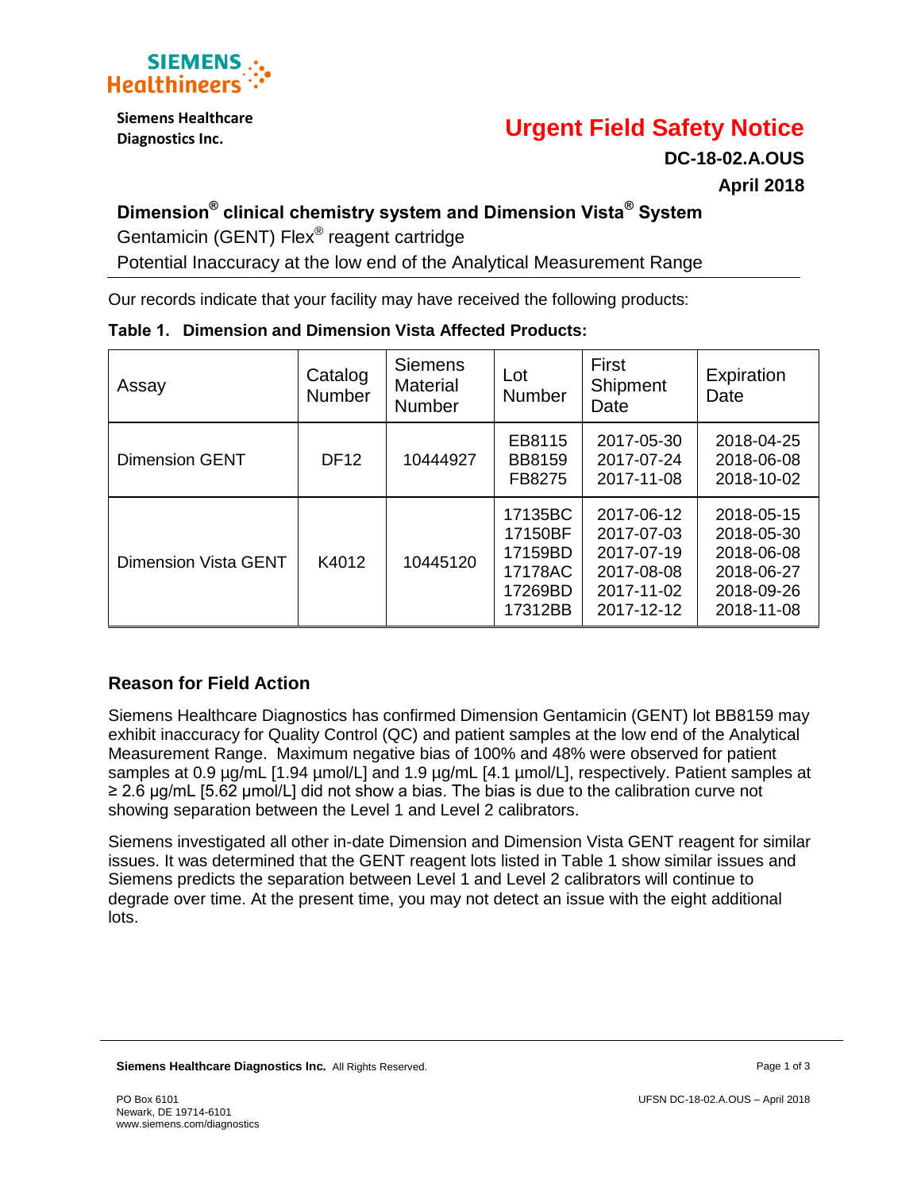**Siemens Healthcare Diagnostics Inc.**

# Urgent Field Safety Notice

**DC-18-02.A.OUS**

**April 2018**

## Dimension® clinical chemistry system and Dimension Vista® System

Gentamicin (GENT) Flex® reagent cartridge

Potential Inaccuracy at the low end of the Analytical Measurement Range

Our records indicate that your facility may have received the following products:

**Table 1. Dimension and Dimension Vista Affected Products:**

| Assay | Catalog Number | Siemens Material Number | Lot Number | First Shipment Date | Expiration Date |
|---|---|---|---|---|---|
| Dimension GENT | DF12 | 10444927 | EB8115<br>BB8159<br>FB8275 | 2017-05-30<br>2017-07-24<br>2017-11-08 | 2018-04-25<br>2018-06-08<br>2018-10-02 |
| Dimension Vista GENT | K4012 | 10445120 | 17135BC<br>17150BF<br>17159BD<br>17178AC<br>17269BD<br>17312BB | 2017-06-12<br>2017-07-03<br>2017-07-19<br>2017-08-08<br>2017-11-02<br>2017-12-12 | 2018-05-15<br>2018-05-30<br>2018-06-08<br>2018-06-27<br>2018-09-26<br>2018-11-08 |

## Reason for Field Action

Siemens Healthcare Diagnostics has confirmed Dimension Gentamicin (GENT) lot BB8159 may exhibit inaccuracy for Quality Control (QC) and patient samples at the low end of the Analytical Measurement Range. Maximum negative bias of 100% and 48% were observed for patient samples at 0.9 µg/mL [1.94 µmol/L] and 1.9 µg/mL [4.1 µmol/L], respectively. Patient samples at ≥ 2.6 µg/mL [5.62 µmol/L] did not show a bias. The bias is due to the calibration curve not showing separation between the Level 1 and Level 2 calibrators.

Siemens investigated all other in-date Dimension and Dimension Vista GENT reagent for similar issues. It was determined that the GENT reagent lots listed in Table 1 show similar issues and Siemens predicts the separation between Level 1 and Level 2 calibrators will continue to degrade over time. At the present time, you may not detect an issue with the eight additional lots.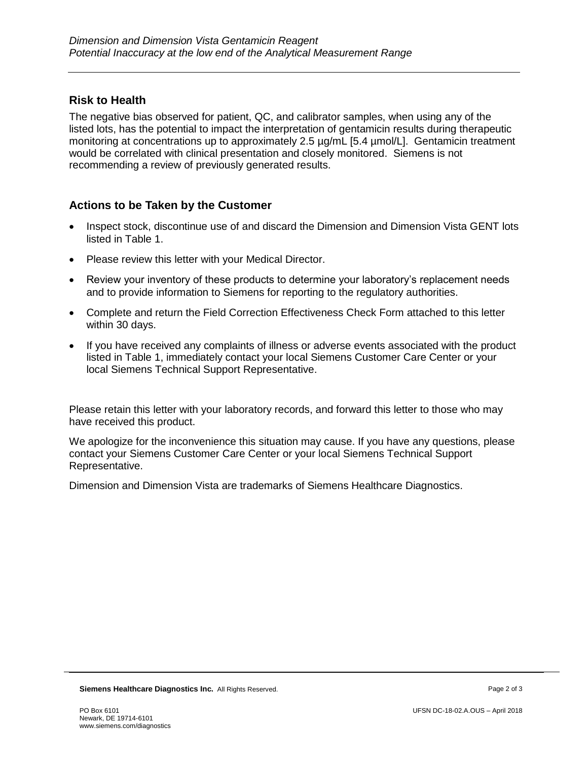## Risk to Health

The negative bias observed for patient, QC, and calibrator samples, when using any of the listed lots, has the potential to impact the interpretation of gentamicin results during therapeutic monitoring at concentrations up to approximately 2.5 µg/mL [5.4 µmol/L]. Gentamicin treatment would be correlated with clinical presentation and closely monitored. Siemens is not recommending a review of previously generated results.

## Actions to be Taken by the Customer

- Inspect stock, discontinue use of and discard the Dimension and Dimension Vista GENT lots listed in Table 1.
- Please review this letter with your Medical Director.
- Review your inventory of these products to determine your laboratory's replacement needs and to provide information to Siemens for reporting to the regulatory authorities.
- Complete and return the Field Correction Effectiveness Check Form attached to this letter within 30 days.
- If you have received any complaints of illness or adverse events associated with the product listed in Table 1, immediately contact your local Siemens Customer Care Center or your local Siemens Technical Support Representative.

Please retain this letter with your laboratory records, and forward this letter to those who may have received this product.

We apologize for the inconvenience this situation may cause. If you have any questions, please contact your Siemens Customer Care Center or your local Siemens Technical Support Representative.

Dimension and Dimension Vista are trademarks of Siemens Healthcare Diagnostics.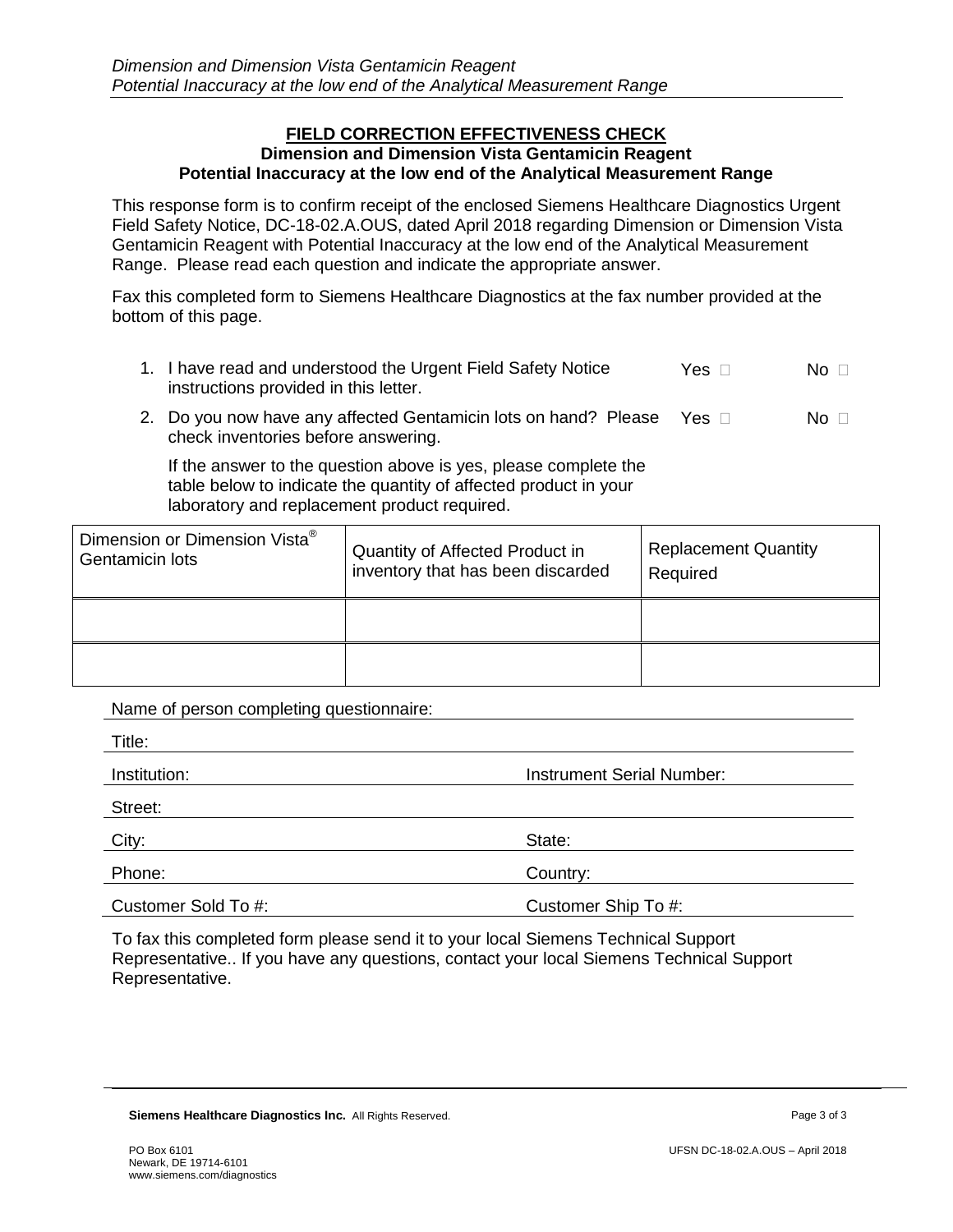## FIELD CORRECTION EFFECTIVENESS CHECK

**Dimension and Dimension Vista Gentamicin Reagent**
**Potential Inaccuracy at the low end of the Analytical Measurement Range**

This response form is to confirm receipt of the enclosed Siemens Healthcare Diagnostics Urgent Field Safety Notice, DC-18-02.A.OUS, dated April 2018 regarding Dimension or Dimension Vista Gentamicin Reagent with Potential Inaccuracy at the low end of the Analytical Measurement Range. Please read each question and indicate the appropriate answer.

Fax this completed form to Siemens Healthcare Diagnostics at the fax number provided at the bottom of this page.

1. I have read and understood the Urgent Field Safety Notice instructions provided in this letter. Yes ☐ No ☐
2. Do you now have any affected Gentamicin lots on hand? Please check inventories before answering. Yes ☐ No ☐

   If the answer to the question above is yes, please complete the table below to indicate the quantity of affected product in your laboratory and replacement product required.

| Dimension or Dimension Vista® Gentamicin lots | Quantity of Affected Product in inventory that has been discarded | Replacement Quantity Required |
|---|---|---|
| | | |
| | | |

Name of person completing questionnaire:

Title:

Institution: Instrument Serial Number:

Street:

City: State:

Phone: Country:

Customer Sold To #: Customer Ship To #:

To fax this completed form please send it to your local Siemens Technical Support Representative.. If you have any questions, contact your local Siemens Technical Support Representative.

**Siemens Healthcare Diagnostics Inc.** All Rights Reserved.

PO Box 6101
Newark, DE 19714-6101
www.siemens.com/diagnostics

UFSN DC-18-02.A.OUS – April 2018